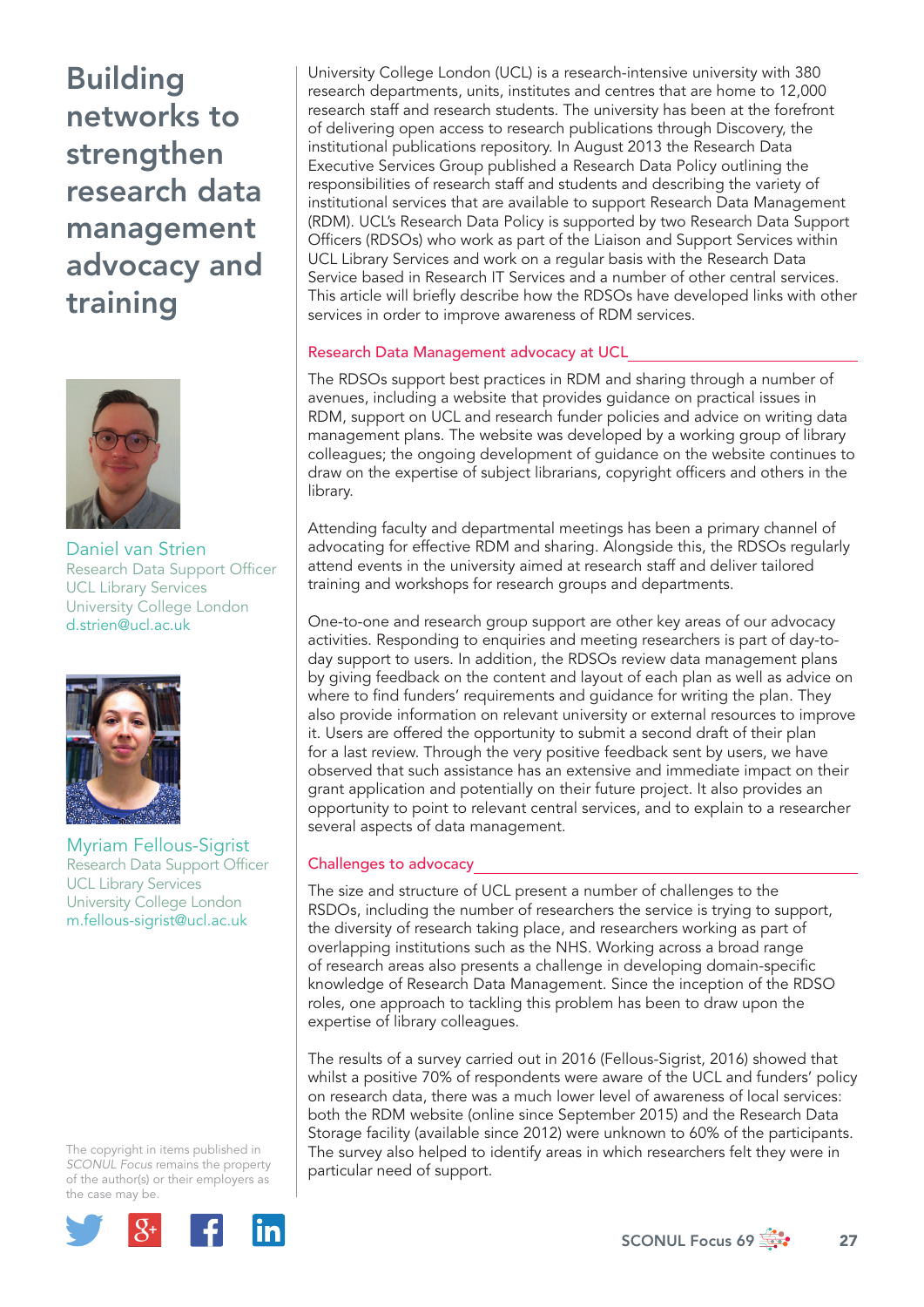# Building networks to strengthen research data management advocacy and training

Daniel van Strien
Research Data Support Officer
UCL Library Services
University College London
d.strien@ucl.ac.uk

Myriam Fellous-Sigrist
Research Data Support Officer
UCL Library Services
University College London
m.fellous-sigrist@ucl.ac.uk

The copyright in items published in *SCONUL Focus* remains the property of the author(s) or their employers as the case may be.

University College London (UCL) is a research-intensive university with 380 research departments, units, institutes and centres that are home to 12,000 research staff and research students. The university has been at the forefront of delivering open access to research publications through Discovery, the institutional publications repository. In August 2013 the Research Data Executive Services Group published a Research Data Policy outlining the responsibilities of research staff and students and describing the variety of institutional services that are available to support Research Data Management (RDM). UCL's Research Data Policy is supported by two Research Data Support Officers (RDSOs) who work as part of the Liaison and Support Services within UCL Library Services and work on a regular basis with the Research Data Service based in Research IT Services and a number of other central services. This article will briefly describe how the RDSOs have developed links with other services in order to improve awareness of RDM services.

## Research Data Management advocacy at UCL

The RDSOs support best practices in RDM and sharing through a number of avenues, including a website that provides guidance on practical issues in RDM, support on UCL and research funder policies and advice on writing data management plans. The website was developed by a working group of library colleagues; the ongoing development of guidance on the website continues to draw on the expertise of subject librarians, copyright officers and others in the library.

Attending faculty and departmental meetings has been a primary channel of advocating for effective RDM and sharing. Alongside this, the RDSOs regularly attend events in the university aimed at research staff and deliver tailored training and workshops for research groups and departments.

One-to-one and research group support are other key areas of our advocacy activities. Responding to enquiries and meeting researchers is part of day-to-day support to users. In addition, the RDSOs review data management plans by giving feedback on the content and layout of each plan as well as advice on where to find funders' requirements and guidance for writing the plan. They also provide information on relevant university or external resources to improve it. Users are offered the opportunity to submit a second draft of their plan for a last review. Through the very positive feedback sent by users, we have observed that such assistance has an extensive and immediate impact on their grant application and potentially on their future project. It also provides an opportunity to point to relevant central services, and to explain to a researcher several aspects of data management.

## Challenges to advocacy

The size and structure of UCL present a number of challenges to the RDSOs, including the number of researchers the service is trying to support, the diversity of research taking place, and researchers working as part of overlapping institutions such as the NHS. Working across a broad range of research areas also presents a challenge in developing domain-specific knowledge of Research Data Management. Since the inception of the RDSO roles, one approach to tackling this problem has been to draw upon the expertise of library colleagues.

The results of a survey carried out in 2016 (Fellous-Sigrist, 2016) showed that whilst a positive 70% of respondents were aware of the UCL and funders' policy on research data, there was a much lower level of awareness of local services: both the RDM website (online since September 2015) and the Research Data Storage facility (available since 2012) were unknown to 60% of the participants. The survey also helped to identify areas in which researchers felt they were in particular need of support.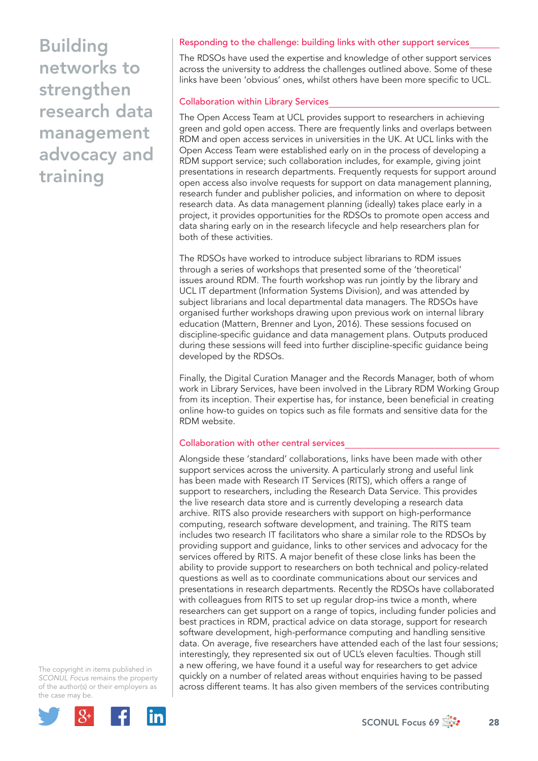# Building networks to strengthen research data management advocacy and training

## Responding to the challenge: building links with other support services

The RDSOs have used the expertise and knowledge of other support services across the university to address the challenges outlined above. Some of these links have been 'obvious' ones, whilst others have been more specific to UCL.

### Collaboration within Library Services

The Open Access Team at UCL provides support to researchers in achieving green and gold open access. There are frequently links and overlaps between RDM and open access services in universities in the UK. At UCL links with the Open Access Team were established early on in the process of developing a RDM support service; such collaboration includes, for example, giving joint presentations in research departments. Frequently requests for support around open access also involve requests for support on data management planning, research funder and publisher policies, and information on where to deposit research data. As data management planning (ideally) takes place early in a project, it provides opportunities for the RDSOs to promote open access and data sharing early on in the research lifecycle and help researchers plan for both of these activities.

The RDSOs have worked to introduce subject librarians to RDM issues through a series of workshops that presented some of the 'theoretical' issues around RDM. The fourth workshop was run jointly by the library and UCL IT department (Information Systems Division), and was attended by subject librarians and local departmental data managers. The RDSOs have organised further workshops drawing upon previous work on internal library education (Mattern, Brenner and Lyon, 2016). These sessions focused on discipline-specific guidance and data management plans. Outputs produced during these sessions will feed into further discipline-specific guidance being developed by the RDSOs.

Finally, the Digital Curation Manager and the Records Manager, both of whom work in Library Services, have been involved in the Library RDM Working Group from its inception. Their expertise has, for instance, been beneficial in creating online how-to guides on topics such as file formats and sensitive data for the RDM website.

### Collaboration with other central services

Alongside these 'standard' collaborations, links have been made with other support services across the university. A particularly strong and useful link has been made with Research IT Services (RITS), which offers a range of support to researchers, including the Research Data Service. This provides the live research data store and is currently developing a research data archive. RITS also provide researchers with support on high-performance computing, research software development, and training. The RITS team includes two research IT facilitators who share a similar role to the RDSOs by providing support and guidance, links to other services and advocacy for the services offered by RITS. A major benefit of these close links has been the ability to provide support to researchers on both technical and policy-related questions as well as to coordinate communications about our services and presentations in research departments. Recently the RDSOs have collaborated with colleagues from RITS to set up regular drop-ins twice a month, where researchers can get support on a range of topics, including funder policies and best practices in RDM, practical advice on data storage, support for research software development, high-performance computing and handling sensitive data. On average, five researchers have attended each of the last four sessions; interestingly, they represented six out of UCL's eleven faculties. Though still a new offering, we have found it a useful way for researchers to get advice quickly on a number of related areas without enquiries having to be passed across different teams. It has also given members of the services contributing

The copyright in items published in *SCONUL Focus* remains the property of the author(s) or their employers as the case may be.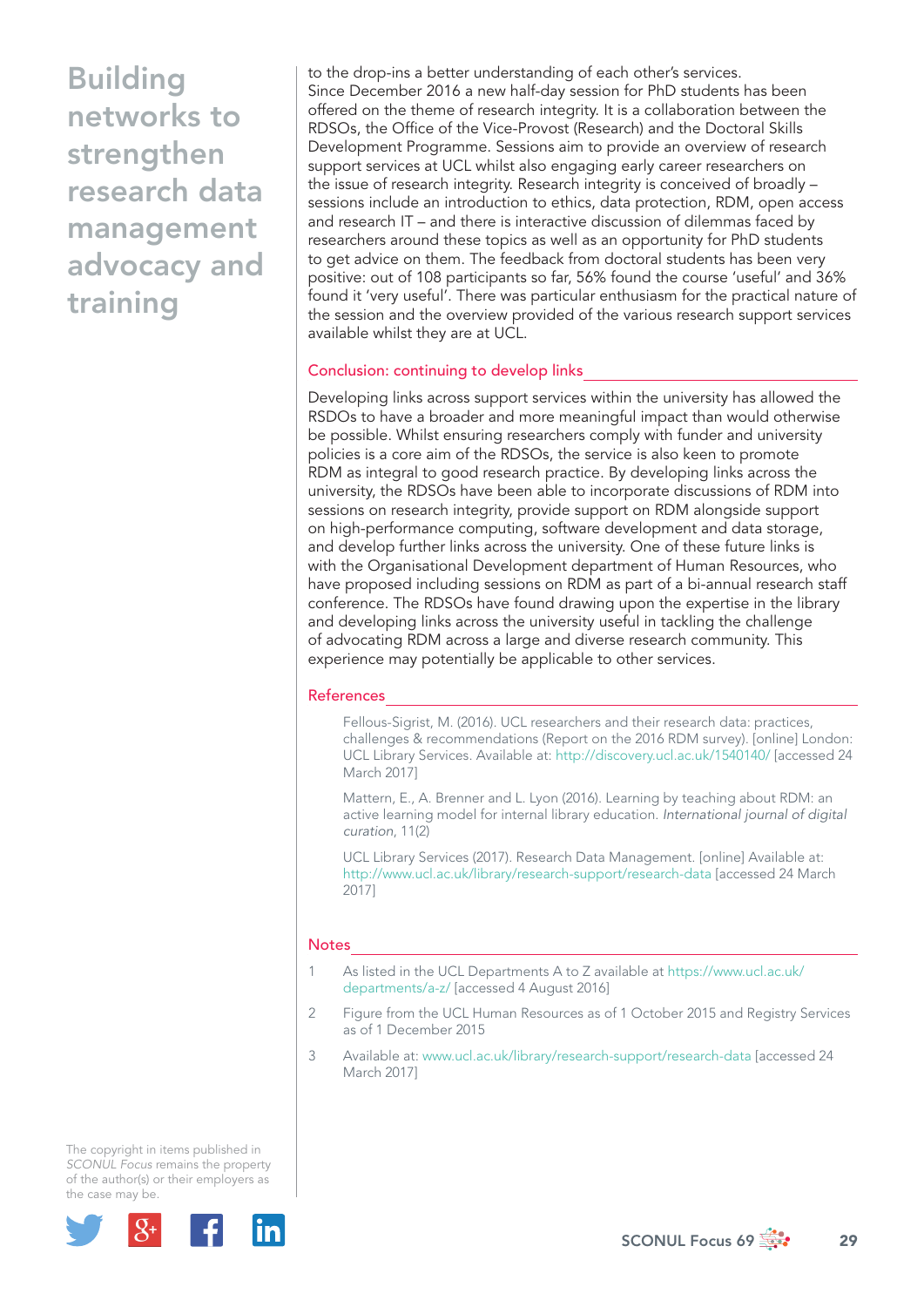to the drop-ins a better understanding of each other's services.

Since December 2016 a new half-day session for PhD students has been offered on the theme of research integrity. It is a collaboration between the RDSOs, the Office of the Vice-Provost (Research) and the Doctoral Skills Development Programme. Sessions aim to provide an overview of research support services at UCL whilst also engaging early career researchers on the issue of research integrity. Research integrity is conceived of broadly – sessions include an introduction to ethics, data protection, RDM, open access and research IT – and there is interactive discussion of dilemmas faced by researchers around these topics as well as an opportunity for PhD students to get advice on them. The feedback from doctoral students has been very positive: out of 108 participants so far, 56% found the course 'useful' and 36% found it 'very useful'. There was particular enthusiasm for the practical nature of the session and the overview provided of the various research support services available whilst they are at UCL.

## Conclusion: continuing to develop links

Developing links across support services within the university has allowed the RSDOs to have a broader and more meaningful impact than would otherwise be possible. Whilst ensuring researchers comply with funder and university policies is a core aim of the RDSOs, the service is also keen to promote RDM as integral to good research practice. By developing links across the university, the RDSOs have been able to incorporate discussions of RDM into sessions on research integrity, provide support on RDM alongside support on high-performance computing, software development and data storage, and develop further links across the university. One of these future links is with the Organisational Development department of Human Resources, who have proposed including sessions on RDM as part of a bi-annual research staff conference. The RDSOs have found drawing upon the expertise in the library and developing links across the university useful in tackling the challenge of advocating RDM across a large and diverse research community. This experience may potentially be applicable to other services.

## References

Fellous-Sigrist, M. (2016). UCL researchers and their research data: practices, challenges & recommendations (Report on the 2016 RDM survey). [online] London: UCL Library Services. Available at: http://discovery.ucl.ac.uk/1540140/ [accessed 24 March 2017]

Mattern, E., A. Brenner and L. Lyon (2016). Learning by teaching about RDM: an active learning model for internal library education. *International journal of digital curation*, 11(2)

UCL Library Services (2017). Research Data Management. [online] Available at: http://www.ucl.ac.uk/library/research-support/research-data [accessed 24 March 2017]

## Notes

1. As listed in the UCL Departments A to Z available at https://www.ucl.ac.uk/departments/a-z/ [accessed 4 August 2016]
2. Figure from the UCL Human Resources as of 1 October 2015 and Registry Services as of 1 December 2015
3. Available at: www.ucl.ac.uk/library/research-support/research-data [accessed 24 March 2017]

The copyright in items published in *SCONUL Focus* remains the property of the author(s) or their employers as the case may be.